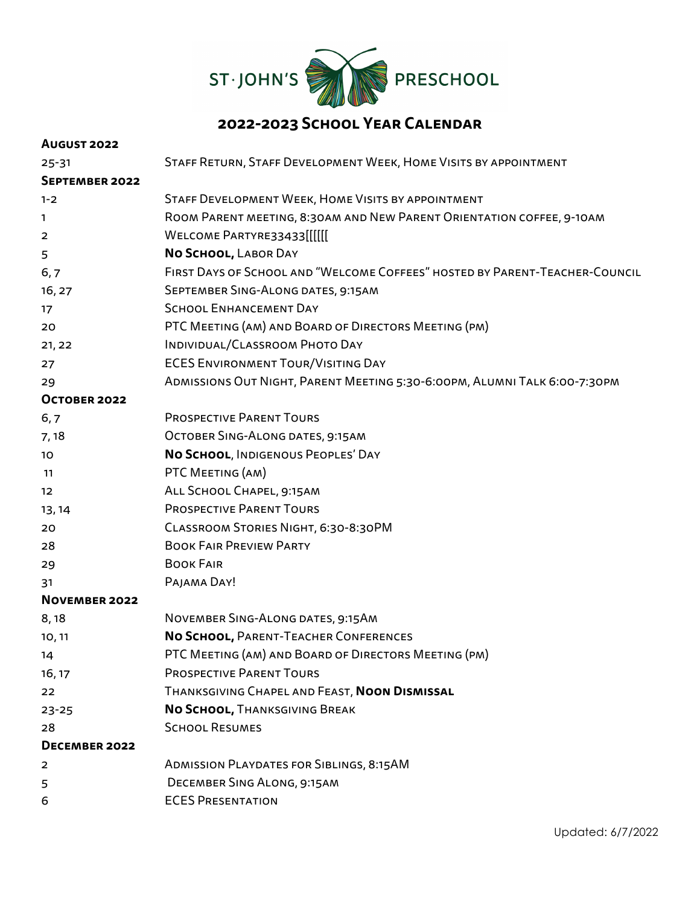# ST·JOHN'S PRESCHOOL

## 2022-2023 School Year Calendar

**August 2022**

| | |
|---|---|
| 25-31 | Staff Return, Staff Development Week, Home Visits by appointment |

**September 2022**

| | |
|---|---|
| 1-2 | Staff Development Week, Home Visits by appointment |
| 1 | Room Parent meeting, 8:30am and New Parent Orientation coffee, 9-10am |
| 2 | Welcome PartyRE33433[[[[[[ |
| 5 | **No School,** Labor Day |
| 6, 7 | First Days of School and "Welcome Coffees" hosted by Parent-Teacher-Council |
| 16, 27 | September Sing-Along dates, 9:15am |
| 17 | School Enhancement Day |
| 20 | PTC Meeting (am) and Board of Directors Meeting (pm) |
| 21, 22 | Individual/Classroom Photo Day |
| 27 | ECES Environment Tour/Visiting Day |
| 29 | Admissions Out Night, Parent Meeting 5:30-6:00pm, Alumni Talk 6:00-7:30pm |

**October 2022**

| | |
|---|---|
| 6, 7 | Prospective Parent Tours |
| 7, 18 | October Sing-Along dates, 9:15am |
| 10 | **No School**, Indigenous Peoples' Day |
| 11 | PTC Meeting (am) |
| 12 | All School Chapel, 9:15am |
| 13, 14 | Prospective Parent Tours |
| 20 | Classroom Stories Night, 6:30-8:30PM |
| 28 | Book Fair Preview Party |
| 29 | Book Fair |
| 31 | Pajama Day! |

**November 2022**

| | |
|---|---|
| 8, 18 | November Sing-Along dates, 9:15Am |
| 10, 11 | **No School,** Parent-Teacher Conferences |
| 14 | PTC Meeting (am) and Board of Directors Meeting (pm) |
| 16, 17 | Prospective Parent Tours |
| 22 | Thanksgiving Chapel and Feast, **Noon Dismissal** |
| 23-25 | **No School,** Thanksgiving Break |
| 28 | School Resumes |

**December 2022**

| | |
|---|---|
| 2 | Admission Playdates for Siblings, 8:15AM |
| 5 | December Sing Along, 9:15am |
| 6 | ECES Presentation |

Updated: 6/7/2022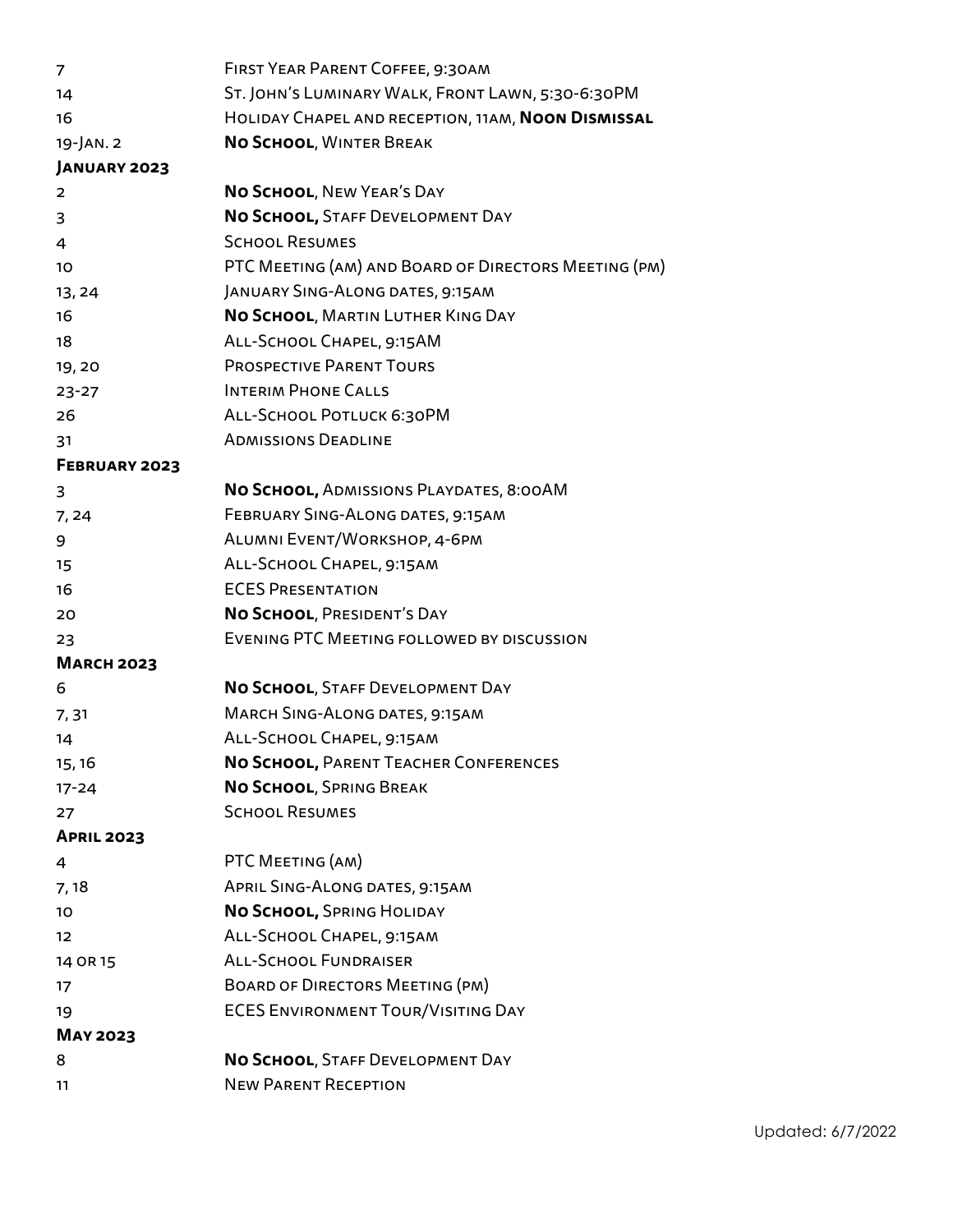| | |
|---|---|
| 7 | First Year Parent Coffee, 9:30am |
| 14 | St. John's Luminary Walk, Front Lawn, 5:30-6:30PM |
| 16 | Holiday Chapel and reception, 11am, **Noon Dismissal** |
| 19-Jan. 2 | **No School**, Winter Break |
| **January 2023** | |
| 2 | **No School**, New Year's Day |
| 3 | **No School,** Staff Development Day |
| 4 | School Resumes |
| 10 | PTC Meeting (am) and Board of Directors Meeting (pm) |
| 13, 24 | January Sing-Along dates, 9:15am |
| 16 | **No School**, Martin Luther King Day |
| 18 | All-School Chapel, 9:15AM |
| 19, 20 | Prospective Parent Tours |
| 23-27 | Interim Phone Calls |
| 26 | All-School Potluck 6:30PM |
| 31 | Admissions Deadline |
| **February 2023** | |
| 3 | **No School,** Admissions Playdates, 8:00AM |
| 7, 24 | February Sing-Along dates, 9:15am |
| 9 | Alumni Event/Workshop, 4-6pm |
| 15 | All-School Chapel, 9:15am |
| 16 | ECES Presentation |
| 20 | **No School**, President's Day |
| 23 | Evening PTC Meeting followed by discussion |
| **March 2023** | |
| 6 | **No School**, Staff Development Day |
| 7, 31 | March Sing-Along dates, 9:15am |
| 14 | All-School Chapel, 9:15am |
| 15, 16 | **No School,** Parent Teacher Conferences |
| 17-24 | **No School**, Spring Break |
| 27 | School Resumes |
| **April 2023** | |
| 4 | PTC Meeting (am) |
| 7, 18 | April Sing-Along dates, 9:15am |
| 10 | **No School,** Spring Holiday |
| 12 | All-School Chapel, 9:15am |
| 14 or 15 | All-School Fundraiser |
| 17 | Board of Directors Meeting (pm) |
| 19 | ECES Environment Tour/Visiting Day |
| **May 2023** | |
| 8 | **No School**, Staff Development Day |
| 11 | New Parent Reception |

Updated: 6/7/2022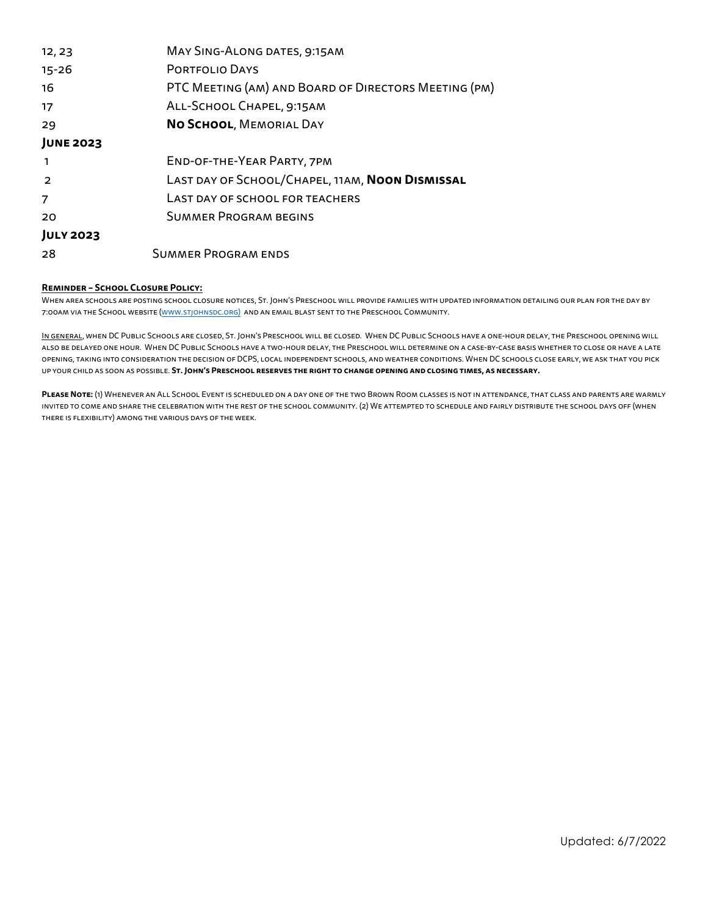| | |
|---|---|
| 12, 23 | May Sing-Along dates, 9:15am |
| 15-26 | Portfolio Days |
| 16 | PTC Meeting (am) and Board of Directors Meeting (pm) |
| 17 | All-School Chapel, 9:15am |
| 29 | **No School**, Memorial Day |
| **June 2023** | |
| 1 | End-of-the-Year Party, 7pm |
| 2 | Last day of School/Chapel, 11am, **Noon Dismissal** |
| 7 | Last day of school for teachers |
| 20 | Summer Program begins |
| **July 2023** | |
| 28 | Summer Program ends |

**Reminder – School Closure Policy:**

When area schools are posting school closure notices, St. John's Preschool will provide families with updated information detailing our plan for the day by 7:00am via the School website (www.stjohnsdc.org) and an email blast sent to the Preschool Community.

In general, when DC Public Schools are closed, St. John's Preschool will be closed. When DC Public Schools have a one-hour delay, the Preschool opening will also be delayed one hour. When DC Public Schools have a two-hour delay, the Preschool will determine on a case-by-case basis whether to close or have a late opening, taking into consideration the decision of DCPS, local independent schools, and weather conditions. When DC schools close early, we ask that you pick up your child as soon as possible. **St. John's Preschool reserves the right to change opening and closing times, as necessary.**

**Please Note:** (1) Whenever an All School Event is scheduled on a day one of the two Brown Room classes is not in attendance, that class and parents are warmly invited to come and share the celebration with the rest of the school community. (2) We attempted to schedule and fairly distribute the school days off (when there is flexibility) among the various days of the week.

Updated: 6/7/2022